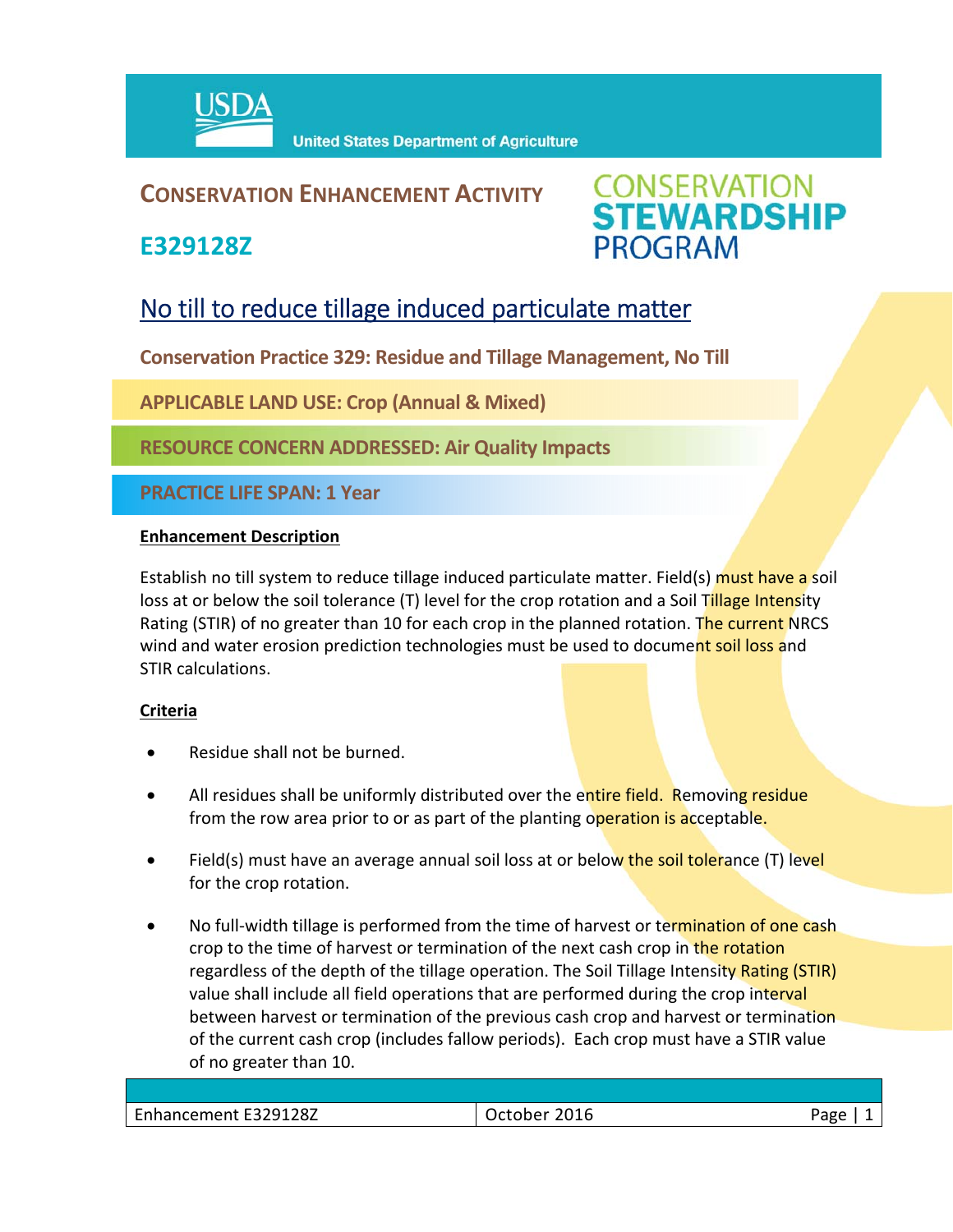USDA United States Department of Agriculture

# CONSERVATION ENHANCEMENT ACTIVITY

## E329128Z

CONSERVATION STEWARDSHIP PROGRAM

# No till to reduce tillage induced particulate matter

**Conservation Practice 329: Residue and Tillage Management, No Till**

**APPLICABLE LAND USE: Crop (Annual & Mixed)**

**RESOURCE CONCERN ADDRESSED: Air Quality Impacts**

**PRACTICE LIFE SPAN: 1 Year**

**Enhancement Description**

Establish no till system to reduce tillage induced particulate matter. Field(s) must have a soil loss at or below the soil tolerance (T) level for the crop rotation and a Soil Tillage Intensity Rating (STIR) of no greater than 10 for each crop in the planned rotation. The current NRCS wind and water erosion prediction technologies must be used to document soil loss and STIR calculations.

**Criteria**

- Residue shall not be burned.
- All residues shall be uniformly distributed over the entire field. Removing residue from the row area prior to or as part of the planting operation is acceptable.
- Field(s) must have an average annual soil loss at or below the soil tolerance (T) level for the crop rotation.
- No full-width tillage is performed from the time of harvest or termination of one cash crop to the time of harvest or termination of the next cash crop in the rotation regardless of the depth of the tillage operation. The Soil Tillage Intensity Rating (STIR) value shall include all field operations that are performed during the crop interval between harvest or termination of the previous cash crop and harvest or termination of the current cash crop (includes fallow periods). Each crop must have a STIR value of no greater than 10.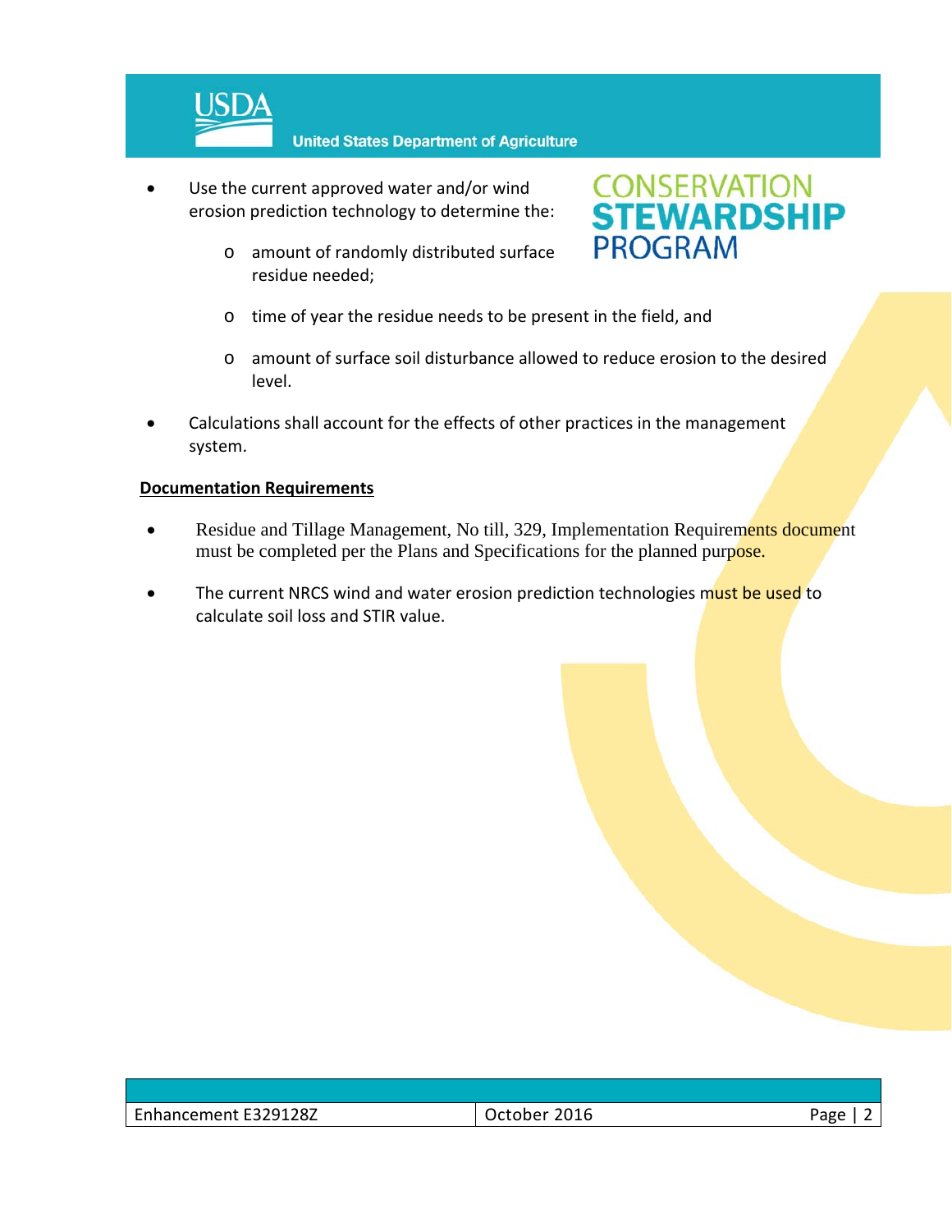- Use the current approved water and/or wind erosion prediction technology to determine the:
  - amount of randomly distributed surface residue needed;
  - time of year the residue needs to be present in the field, and
  - amount of surface soil disturbance allowed to reduce erosion to the desired level.
- Calculations shall account for the effects of other practices in the management system.

**Documentation Requirements**

- Residue and Tillage Management, No till, 329, Implementation Requirements document must be completed per the Plans and Specifications for the planned purpose.
- The current NRCS wind and water erosion prediction technologies must be used to calculate soil loss and STIR value.